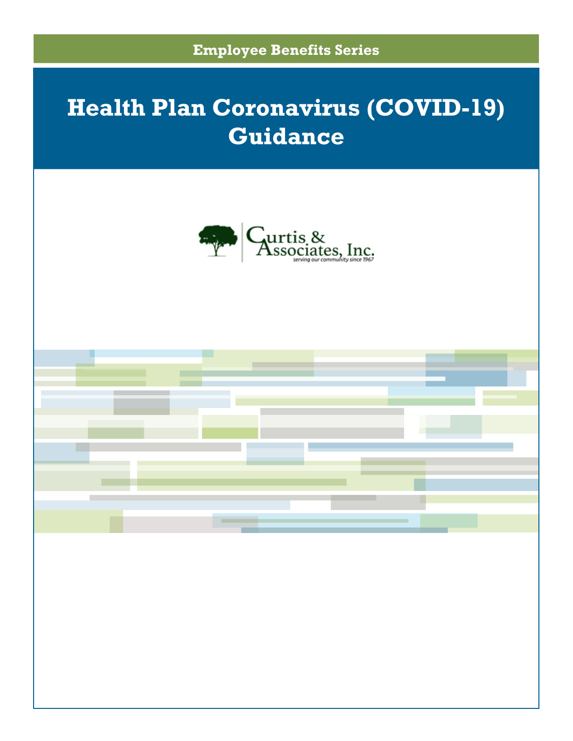Employee Benefits Series

# Health Plan Coronavirus (COVID-19) Guidance

Curtis & Associates, Inc.

*serving our community since 1967*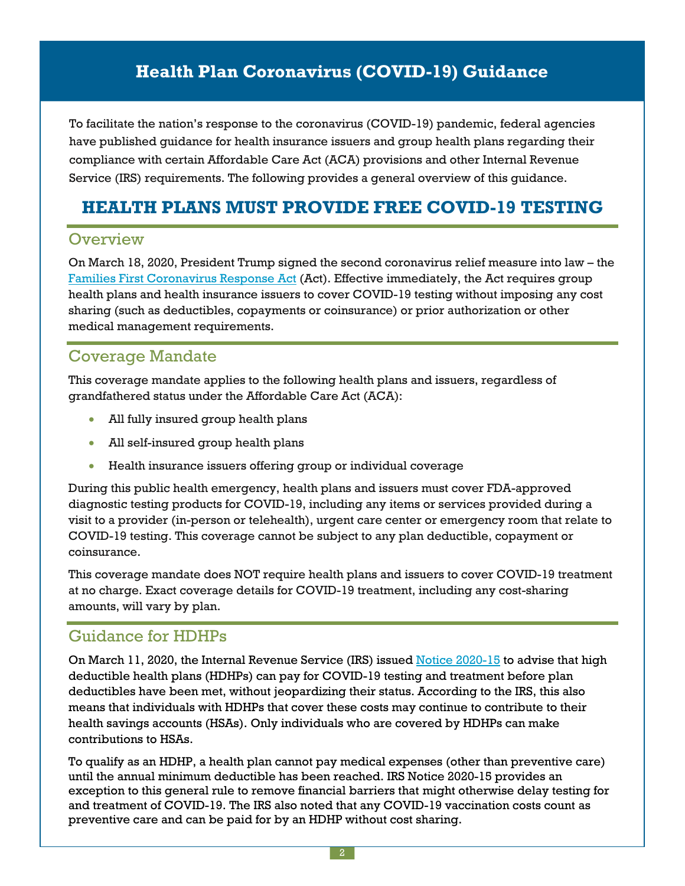# Health Plan Coronavirus (COVID-19) Guidance

To facilitate the nation's response to the coronavirus (COVID-19) pandemic, federal agencies have published guidance for health insurance issuers and group health plans regarding their compliance with certain Affordable Care Act (ACA) provisions and other Internal Revenue Service (IRS) requirements. The following provides a general overview of this guidance.

## HEALTH PLANS MUST PROVIDE FREE COVID-19 TESTING

### Overview

On March 18, 2020, President Trump signed the second coronavirus relief measure into law – the Families First Coronavirus Response Act (Act). Effective immediately, the Act requires group health plans and health insurance issuers to cover COVID-19 testing without imposing any cost sharing (such as deductibles, copayments or coinsurance) or prior authorization or other medical management requirements.

### Coverage Mandate

This coverage mandate applies to the following health plans and issuers, regardless of grandfathered status under the Affordable Care Act (ACA):

- All fully insured group health plans
- All self-insured group health plans
- Health insurance issuers offering group or individual coverage

During this public health emergency, health plans and issuers must cover FDA-approved diagnostic testing products for COVID-19, including any items or services provided during a visit to a provider (in-person or telehealth), urgent care center or emergency room that relate to COVID-19 testing. This coverage cannot be subject to any plan deductible, copayment or coinsurance.

This coverage mandate does NOT require health plans and issuers to cover COVID-19 treatment at no charge. Exact coverage details for COVID-19 treatment, including any cost-sharing amounts, will vary by plan.

### Guidance for HDHPs

On March 11, 2020, the Internal Revenue Service (IRS) issued Notice 2020-15 to advise that high deductible health plans (HDHPs) can pay for COVID-19 testing and treatment before plan deductibles have been met, without jeopardizing their status. According to the IRS, this also means that individuals with HDHPs that cover these costs may continue to contribute to their health savings accounts (HSAs). Only individuals who are covered by HDHPs can make contributions to HSAs.

To qualify as an HDHP, a health plan cannot pay medical expenses (other than preventive care) until the annual minimum deductible has been reached. IRS Notice 2020-15 provides an exception to this general rule to remove financial barriers that might otherwise delay testing for and treatment of COVID-19. The IRS also noted that any COVID-19 vaccination costs count as preventive care and can be paid for by an HDHP without cost sharing.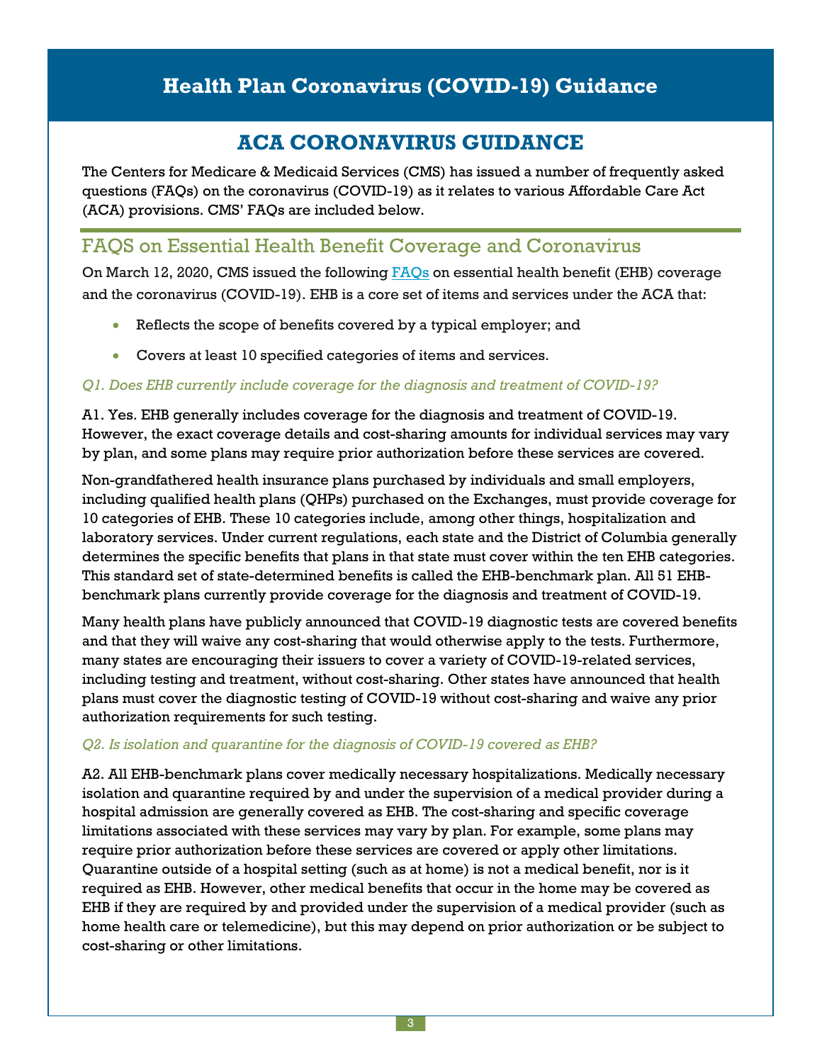# Health Plan Coronavirus (COVID-19) Guidance

## ACA CORONAVIRUS GUIDANCE

The Centers for Medicare & Medicaid Services (CMS) has issued a number of frequently asked questions (FAQs) on the coronavirus (COVID-19) as it relates to various Affordable Care Act (ACA) provisions. CMS' FAQs are included below.

### FAQS on Essential Health Benefit Coverage and Coronavirus

On March 12, 2020, CMS issued the following FAQs on essential health benefit (EHB) coverage and the coronavirus (COVID-19). EHB is a core set of items and services under the ACA that:

- Reflects the scope of benefits covered by a typical employer; and
- Covers at least 10 specified categories of items and services.

*Q1. Does EHB currently include coverage for the diagnosis and treatment of COVID-19?*

A1. Yes. EHB generally includes coverage for the diagnosis and treatment of COVID-19. However, the exact coverage details and cost-sharing amounts for individual services may vary by plan, and some plans may require prior authorization before these services are covered.

Non-grandfathered health insurance plans purchased by individuals and small employers, including qualified health plans (QHPs) purchased on the Exchanges, must provide coverage for 10 categories of EHB. These 10 categories include, among other things, hospitalization and laboratory services. Under current regulations, each state and the District of Columbia generally determines the specific benefits that plans in that state must cover within the ten EHB categories. This standard set of state-determined benefits is called the EHB-benchmark plan. All 51 EHB-benchmark plans currently provide coverage for the diagnosis and treatment of COVID-19.

Many health plans have publicly announced that COVID-19 diagnostic tests are covered benefits and that they will waive any cost-sharing that would otherwise apply to the tests. Furthermore, many states are encouraging their issuers to cover a variety of COVID-19-related services, including testing and treatment, without cost-sharing. Other states have announced that health plans must cover the diagnostic testing of COVID-19 without cost-sharing and waive any prior authorization requirements for such testing.

*Q2. Is isolation and quarantine for the diagnosis of COVID-19 covered as EHB?*

A2. All EHB-benchmark plans cover medically necessary hospitalizations. Medically necessary isolation and quarantine required by and under the supervision of a medical provider during a hospital admission are generally covered as EHB. The cost-sharing and specific coverage limitations associated with these services may vary by plan. For example, some plans may require prior authorization before these services are covered or apply other limitations. Quarantine outside of a hospital setting (such as at home) is not a medical benefit, nor is it required as EHB. However, other medical benefits that occur in the home may be covered as EHB if they are required by and provided under the supervision of a medical provider (such as home health care or telemedicine), but this may depend on prior authorization or be subject to cost-sharing or other limitations.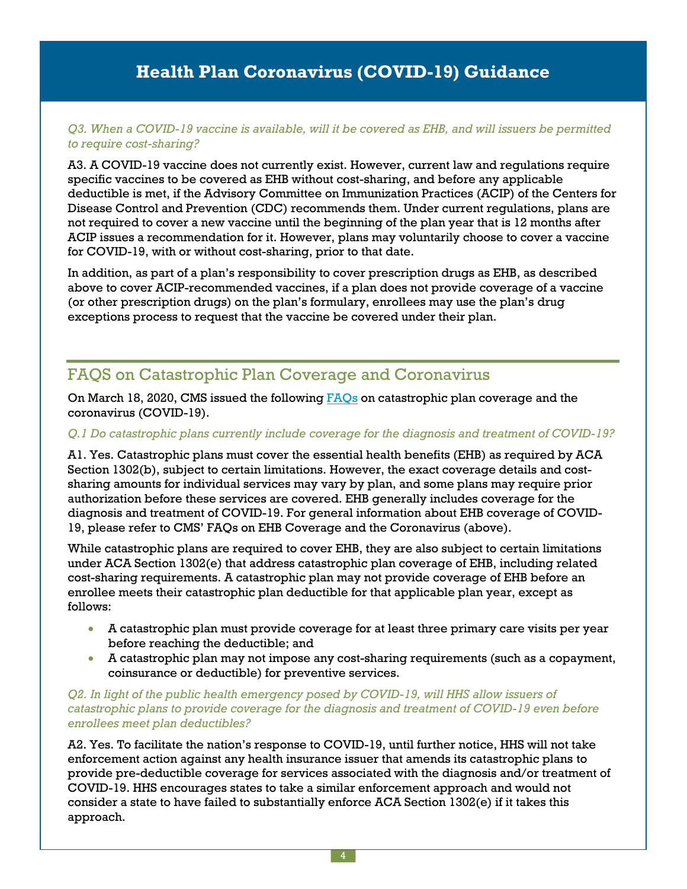# Health Plan Coronavirus (COVID-19) Guidance

*Q3. When a COVID-19 vaccine is available, will it be covered as EHB, and will issuers be permitted to require cost-sharing?*

A3. A COVID-19 vaccine does not currently exist. However, current law and regulations require specific vaccines to be covered as EHB without cost-sharing, and before any applicable deductible is met, if the Advisory Committee on Immunization Practices (ACIP) of the Centers for Disease Control and Prevention (CDC) recommends them. Under current regulations, plans are not required to cover a new vaccine until the beginning of the plan year that is 12 months after ACIP issues a recommendation for it. However, plans may voluntarily choose to cover a vaccine for COVID-19, with or without cost-sharing, prior to that date.

In addition, as part of a plan's responsibility to cover prescription drugs as EHB, as described above to cover ACIP-recommended vaccines, if a plan does not provide coverage of a vaccine (or other prescription drugs) on the plan's formulary, enrollees may use the plan's drug exceptions process to request that the vaccine be covered under their plan.

## FAQS on Catastrophic Plan Coverage and Coronavirus

On March 18, 2020, CMS issued the following FAQs on catastrophic plan coverage and the coronavirus (COVID-19).

*Q.1 Do catastrophic plans currently include coverage for the diagnosis and treatment of COVID-19?*

A1. Yes. Catastrophic plans must cover the essential health benefits (EHB) as required by ACA Section 1302(b), subject to certain limitations. However, the exact coverage details and cost-sharing amounts for individual services may vary by plan, and some plans may require prior authorization before these services are covered. EHB generally includes coverage for the diagnosis and treatment of COVID-19. For general information about EHB coverage of COVID-19, please refer to CMS' FAQs on EHB Coverage and the Coronavirus (above).

While catastrophic plans are required to cover EHB, they are also subject to certain limitations under ACA Section 1302(e) that address catastrophic plan coverage of EHB, including related cost-sharing requirements. A catastrophic plan may not provide coverage of EHB before an enrollee meets their catastrophic plan deductible for that applicable plan year, except as follows:

- A catastrophic plan must provide coverage for at least three primary care visits per year before reaching the deductible; and
- A catastrophic plan may not impose any cost-sharing requirements (such as a copayment, coinsurance or deductible) for preventive services.

*Q2. In light of the public health emergency posed by COVID-19, will HHS allow issuers of catastrophic plans to provide coverage for the diagnosis and treatment of COVID-19 even before enrollees meet plan deductibles?*

A2. Yes. To facilitate the nation's response to COVID-19, until further notice, HHS will not take enforcement action against any health insurance issuer that amends its catastrophic plans to provide pre-deductible coverage for services associated with the diagnosis and/or treatment of COVID-19. HHS encourages states to take a similar enforcement approach and would not consider a state to have failed to substantially enforce ACA Section 1302(e) if it takes this approach.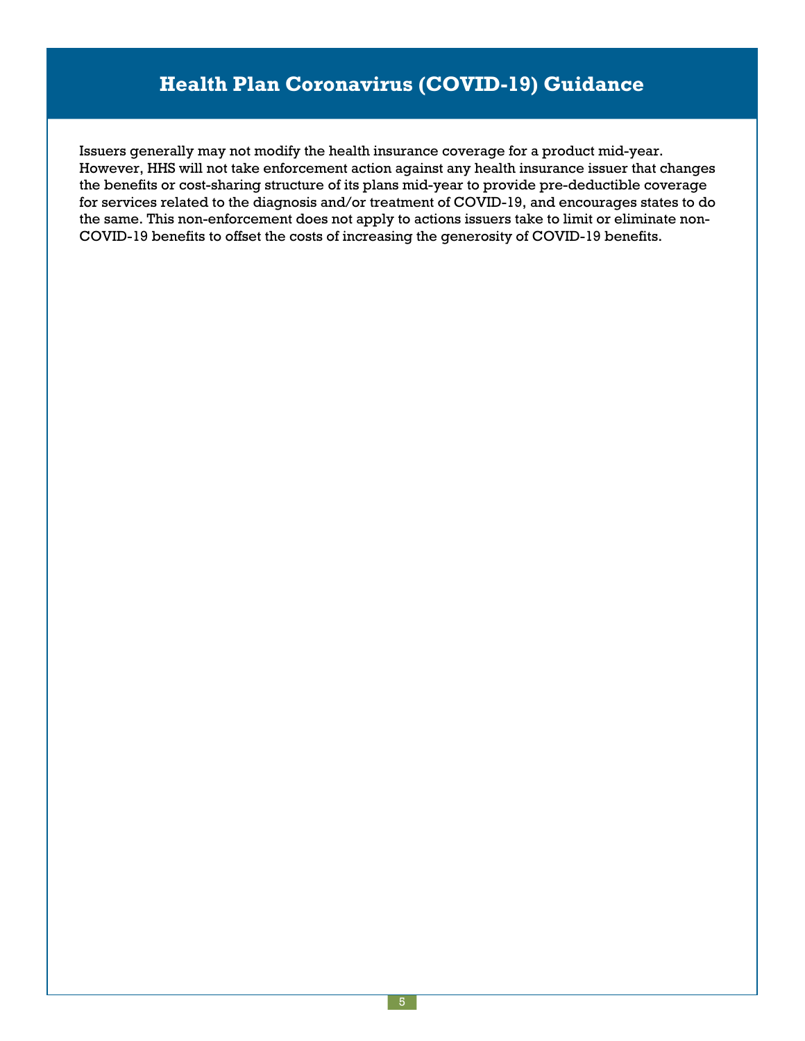# Health Plan Coronavirus (COVID-19) Guidance

Issuers generally may not modify the health insurance coverage for a product mid-year. However, HHS will not take enforcement action against any health insurance issuer that changes the benefits or cost-sharing structure of its plans mid-year to provide pre-deductible coverage for services related to the diagnosis and/or treatment of COVID-19, and encourages states to do the same. This non-enforcement does not apply to actions issuers take to limit or eliminate non-COVID-19 benefits to offset the costs of increasing the generosity of COVID-19 benefits.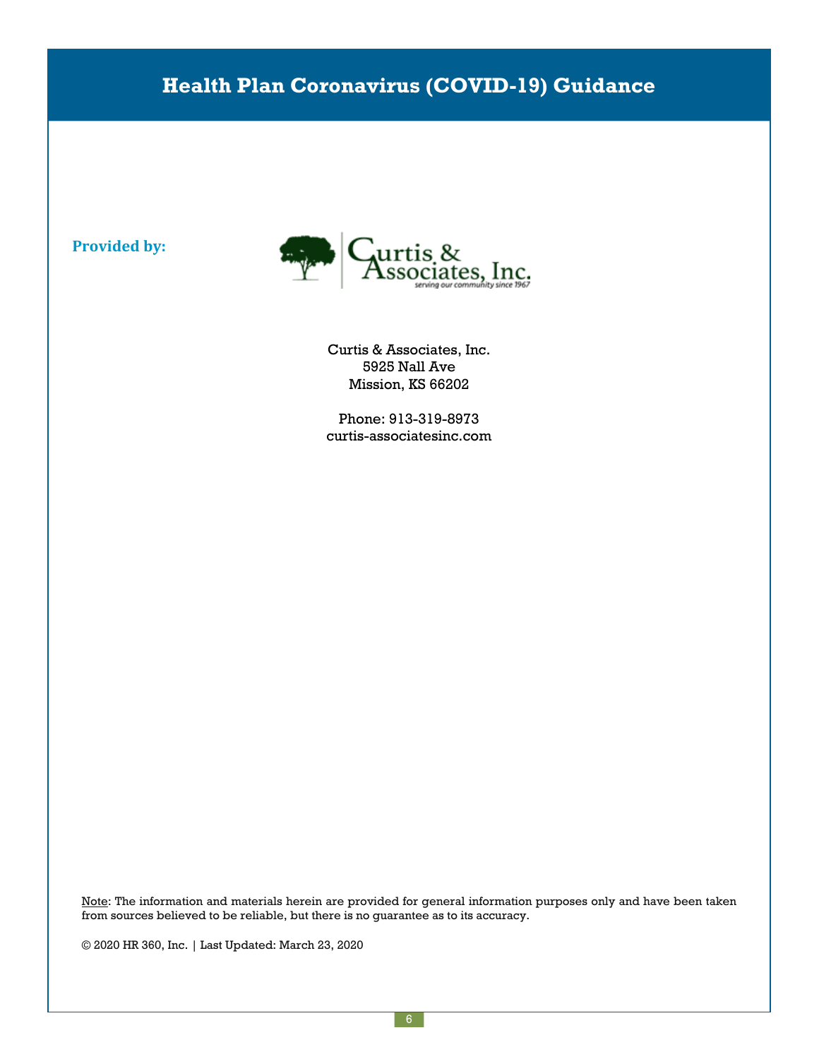# Health Plan Coronavirus (COVID-19) Guidance

**Provided by:**

Curtis & Associates, Inc.
5925 Nall Ave
Mission, KS 66202

Phone: 913-319-8973
curtis-associatesinc.com

Note: The information and materials herein are provided for general information purposes only and have been taken from sources believed to be reliable, but there is no guarantee as to its accuracy.

© 2020 HR 360, Inc. | Last Updated: March 23, 2020